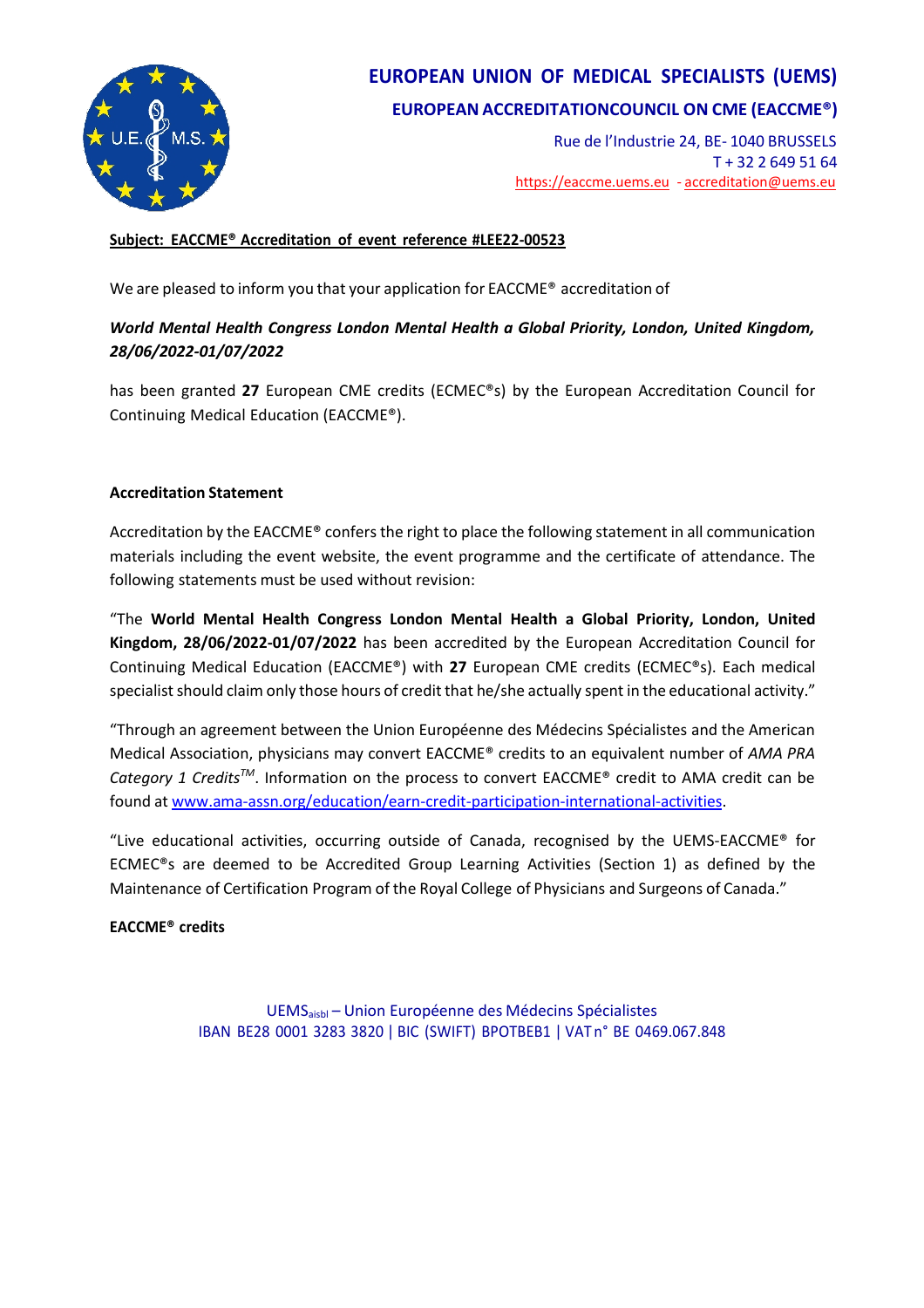# EUROPEAN UNION OF MEDICAL SPECIALISTS (UEMS)

## EUROPEAN ACCREDITATIONCOUNCIL ON CME (EACCME®)

Rue de l'Industrie 24, BE- 1040 BRUSSELS
T + 32 2 649 51 64
https://eaccme.uems.eu - accreditation@uems.eu

**Subject: EACCME® Accreditation of event reference #LEE22-00523**

We are pleased to inform you that your application for EACCME® accreditation of

***World Mental Health Congress London Mental Health a Global Priority, London, United Kingdom, 28/06/2022-01/07/2022***

has been granted **27** European CME credits (ECMEC®s) by the European Accreditation Council for Continuing Medical Education (EACCME®).

**Accreditation Statement**

Accreditation by the EACCME® confers the right to place the following statement in all communication materials including the event website, the event programme and the certificate of attendance. The following statements must be used without revision:

"The **World Mental Health Congress London Mental Health a Global Priority, London, United Kingdom, 28/06/2022-01/07/2022** has been accredited by the European Accreditation Council for Continuing Medical Education (EACCME®) with **27** European CME credits (ECMEC®s). Each medical specialist should claim only those hours of credit that he/she actually spent in the educational activity."

"Through an agreement between the Union Européenne des Médecins Spécialistes and the American Medical Association, physicians may convert EACCME® credits to an equivalent number of *AMA PRA Category 1 Credits™*. Information on the process to convert EACCME® credit to AMA credit can be found at www.ama-assn.org/education/earn-credit-participation-international-activities."

"Live educational activities, occurring outside of Canada, recognised by the UEMS-EACCME® for ECMEC®s are deemed to be Accredited Group Learning Activities (Section 1) as defined by the Maintenance of Certification Program of the Royal College of Physicians and Surgeons of Canada."

**EACCME® credits**

UEMS aisbl – Union Européenne des Médecins Spécialistes
IBAN BE28 0001 3283 3820 | BIC (SWIFT) BPOTBEB1 | VAT n° BE 0469.067.848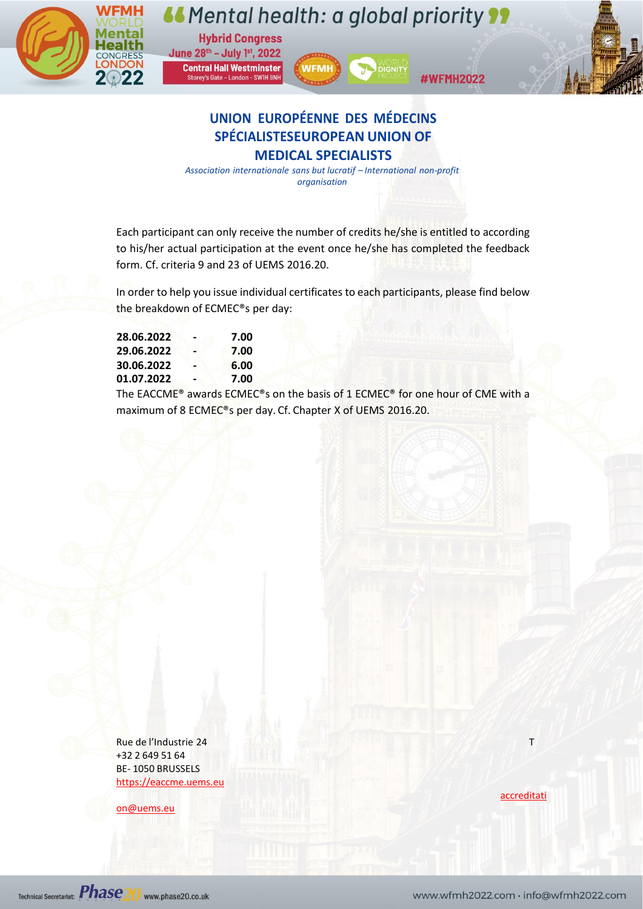## UNION EUROPÉENNE DES MÉDECINS SPÉCIALISTESEUROPEAN UNION OF MEDICAL SPECIALISTS

*Association internationale sans but lucratif – International non-profit organisation*

Each participant can only receive the number of credits he/she is entitled to according to his/her actual participation at the event once he/she has completed the feedback form. Cf. criteria 9 and 23 of UEMS 2016.20.

In order to help you issue individual certificates to each participants, please find below the breakdown of ECMEC®s per day:

| | | |
|---|---|---|
| **28.06.2022** | **-** | **7.00** |
| **29.06.2022** | **-** | **7.00** |
| **30.06.2022** | **-** | **6.00** |
| **01.07.2022** | **-** | **7.00** |

The EACCME® awards ECMEC®s on the basis of 1 ECMEC® for one hour of CME with a maximum of 8 ECMEC®s per day. Cf. Chapter X of UEMS 2016.20.

Rue de l'Industrie 24 T
+32 2 649 51 64
BE- 1050 BRUSSELS
https://eaccme.uems.eu

accreditati
on@uems.eu